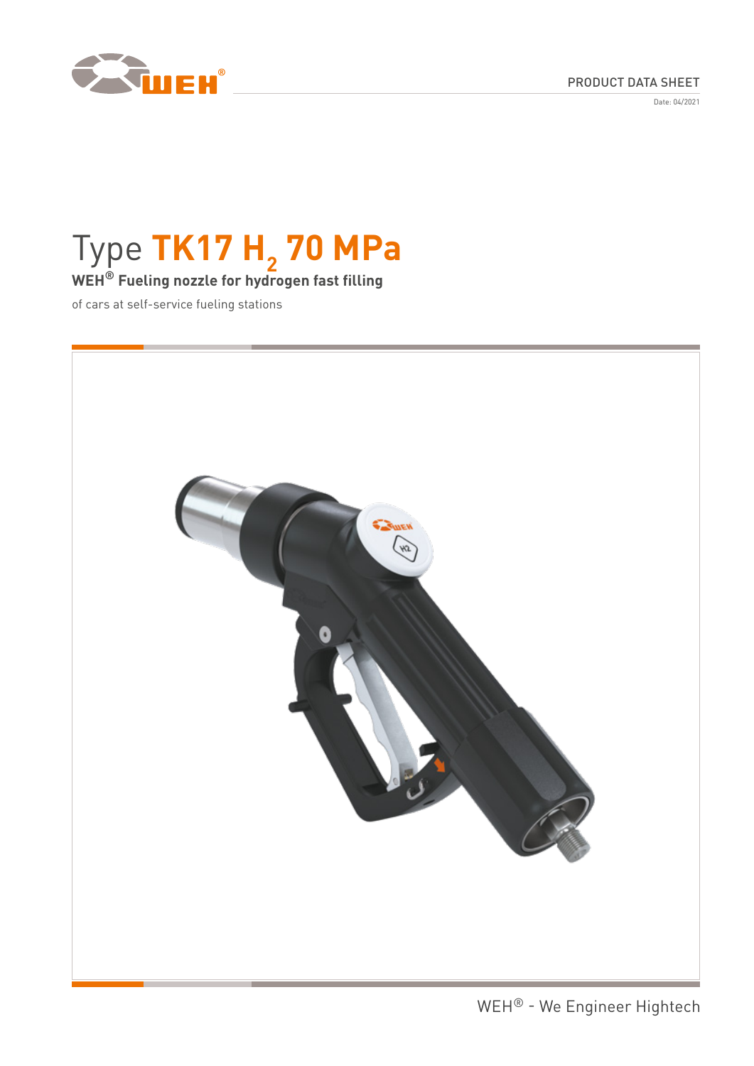PRODUCT DATA SHEET

Date: 04/2021

# Type TK17 $H_2$ 70 MPa

**WEH® Fueling nozzle for hydrogen fast filling**

of cars at self-service fueling stations

WEH® - We Engineer Hightech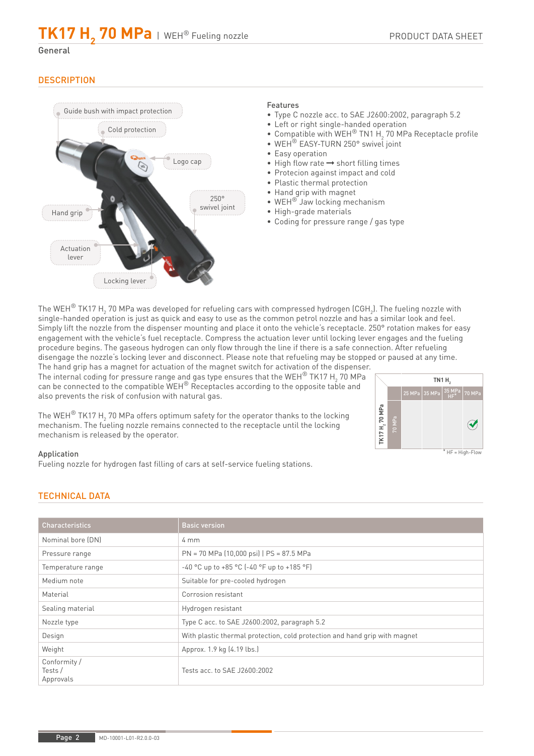# TK17 $H_2$ 70 MPa | WEH® Fueling nozzle

General

## DESCRIPTION

Guide bush with impact protection

Cold protection

Logo cap

250° swivel joint

Hand grip

Actuation lever

Locking lever

**Features**

- Type C nozzle acc. to SAE J2600:2002, paragraph 5.2
- Left or right single-handed operation
- Compatible with WEH® TN1 $H_2$ 70 MPa Receptacle profile
- WEH® EASY-TURN 250° swivel joint
- Easy operation
- High flow rate ➞ short filling times
- Protecion against impact and cold
- Plastic thermal protection
- Hand grip with magnet
- WEH® Jaw locking mechanism
- High-grade materials
- Coding for pressure range / gas type

The WEH® TK17 $H_2$ 70 MPa was developed for refueling cars with compressed hydrogen ($CGH_2$). The fueling nozzle with single-handed operation is just as quick and easy to use as the common petrol nozzle and has a similar look and feel. Simply lift the nozzle from the dispenser mounting and place it onto the vehicle's fuel receptacle. 250° rotation makes for easy engagement with the vehicle's fuel receptacle. Compress the actuation lever until locking lever engages and the fueling procedure begins. The gaseous hydrogen can only flow through the line if there is a safe connection. After refueling disengage the nozzle's locking lever and disconnect. Please note that refueling may be stopped or paused at any time. The hand grip has a magnet for actuation of the magnet switch for activation of the dispenser.

The internal coding for pressure range and gas type ensures that the WEH® TK17 $H_2$ 70 MPa can be connected to the compatible WEH® Receptacles according to the opposite table and also prevents the risk of confusion with natural gas.

The WEH® TK17 $H_2$ 70 MPa offers optimum safety for the operator thanks to the locking mechanism. The fueling nozzle remains connected to the receptacle until the locking mechanism is released by the operator.

| | | TN1 $H_2$ | | | |
|---|---|---|---|---|---|
| | | 25 MPa | 35 MPa | 35 MPa HF* | 70 MPa |
| TK17 $H_2$ 70 MPa | 70 MPa | | | | ✓ |

\* HF = High-Flow

**Application**

Fueling nozzle for hydrogen fast filling of cars at self-service fueling stations.

## TECHNICAL DATA

| Characteristics | Basic version |
|---|---|
| Nominal bore (DN) | 4 mm |
| Pressure range | PN = 70 MPa (10,000 psi) \| PS = 87.5 MPa |
| Temperature range | -40 °C up to +85 °C (-40 °F up to +185 °F) |
| Medium note | Suitable for pre-cooled hydrogen |
| Material | Corrosion resistant |
| Sealing material | Hydrogen resistant |
| Nozzle type | Type C acc. to SAE J2600:2002, paragraph 5.2 |
| Design | With plastic thermal protection, cold protection and hand grip with magnet |
| Weight | Approx. 1.9 kg (4.19 lbs.) |
| Conformity / Tests / Approvals | Tests acc. to SAE J2600:2002 |

MD-10001-L01-R2.0.0-03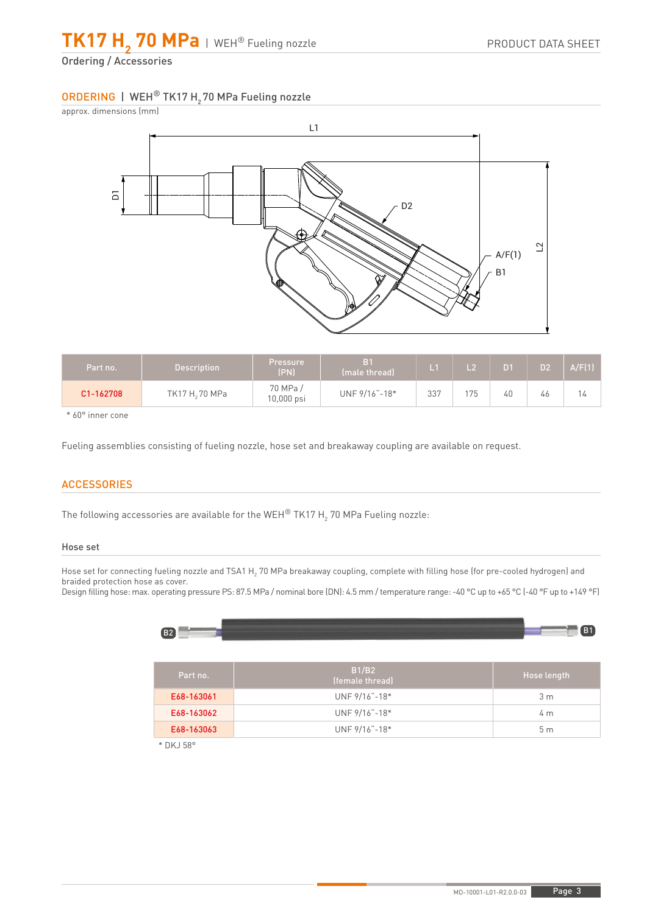# TK17 $H_2$ 70 MPa | WEH® Fueling nozzle

Ordering / Accessories

## ORDERING | WEH® TK17 $H_2$ 70 MPa Fueling nozzle

approx. dimensions (mm)

| Part no. | Description | Pressure (PN) | B1 (male thread) | L1 | L2 | D1 | D2 | A/F(1) |
|---|---|---|---|---|---|---|---|---|
| C1-162708 | TK17 $H_2$ 70 MPa | 70 MPa / 10,000 psi | UNF 9/16˝-18* | 337 | 175 | 40 | 46 | 14 |

\* 60° inner cone

Fueling assemblies consisting of fueling nozzle, hose set and breakaway coupling are available on request.

## ACCESSORIES

The following accessories are available for the WEH® TK17 $H_2$ 70 MPa Fueling nozzle:

### Hose set

Hose set for connecting fueling nozzle and TSA1 $H_2$ 70 MPa breakaway coupling, complete with filling hose (for pre-cooled hydrogen) and braided protection hose as cover.
Design filling hose: max. operating pressure PS: 87.5 MPa / nominal bore (DN): 4.5 mm / temperature range: -40 °C up to +65 °C (-40 °F up to +149 °F)

| Part no. | B1/B2 (female thread) | Hose length |
|---|---|---|
| E68-163061 | UNF 9/16˝-18* | 3 m |
| E68-163062 | UNF 9/16˝-18* | 4 m |
| E68-163063 | UNF 9/16˝-18* | 5 m |

\* DKJ 58°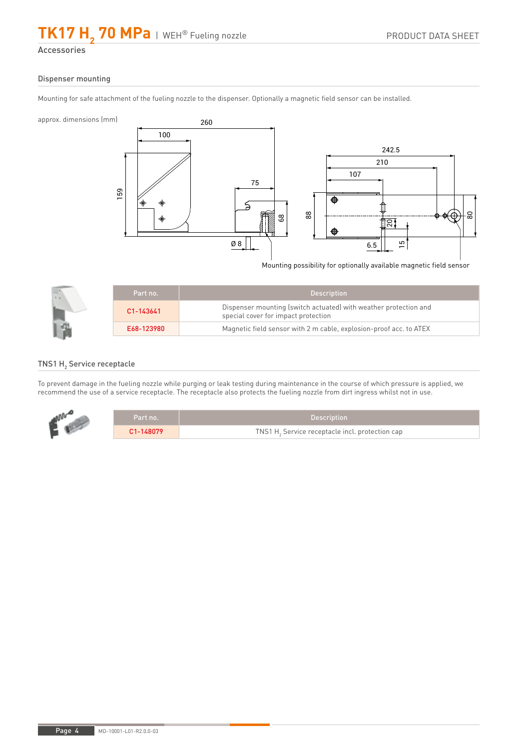# Accessories

## Dispenser mounting

Mounting for safe attachment of the fueling nozzle to the dispenser. Optionally a magnetic field sensor can be installed.

approx. dimensions (mm)

Mounting possibility for optionally available magnetic field sensor

| Part no. | Description |
|---|---|
| C1-143641 | Dispenser mounting (switch actuated) with weather protection and special cover for impact protection |
| E68-123980 | Magnetic field sensor with 2 m cable, explosion-proof acc. to ATEX |

## TNS1 $H_2$ Service receptacle

To prevent damage in the fueling nozzle while purging or leak testing during maintenance in the course of which pressure is applied, we recommend the use of a service receptacle. The receptacle also protects the fueling nozzle from dirt ingress whilst not in use.

| Part no. | Description |
|---|---|
| C1-148079 | TNS1 $H_2$ Service receptacle incl. protection cap |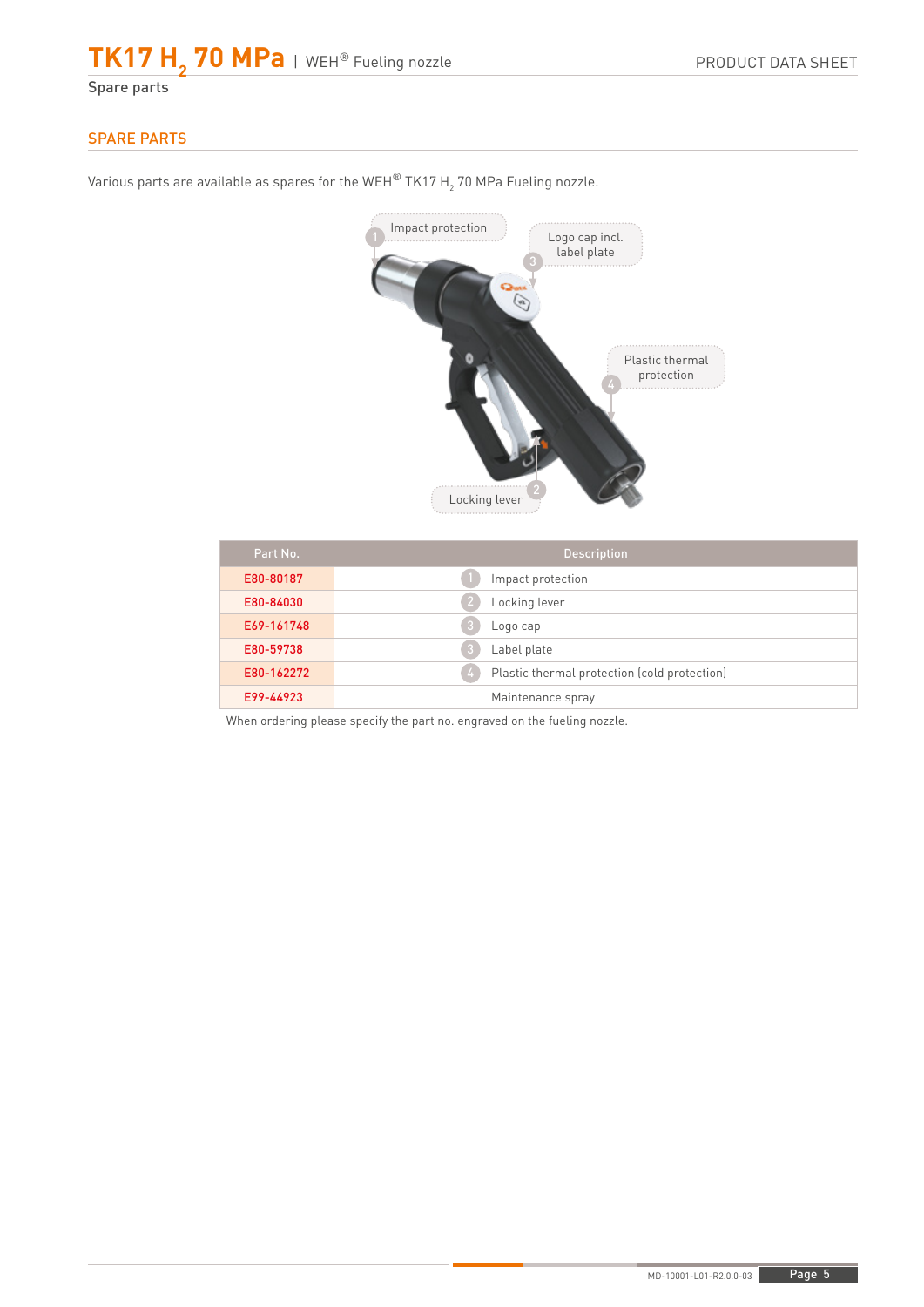## SPARE PARTS

Various parts are available as spares for the WEH® TK17 $H_2$ 70 MPa Fueling nozzle.

Impact protection (1)

Logo cap incl. label plate (3)

Plastic thermal protection (4)

Locking lever (2)

| Part No. | Description |
|---|---|
| E80-80187 | 1 Impact protection |
| E80-84030 | 2 Locking lever |
| E69-161748 | 3 Logo cap |
| E80-59738 | 3 Label plate |
| E80-162272 | 4 Plastic thermal protection (cold protection) |
| E99-44923 | Maintenance spray |

When ordering please specify the part no. engraved on the fueling nozzle.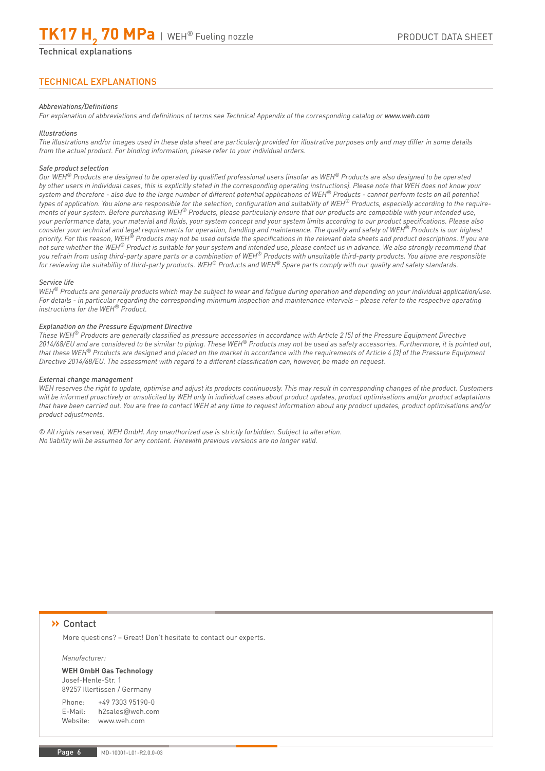## TECHNICAL EXPLANATIONS

*Abbreviations/Definitions*
*For explanation of abbreviations and definitions of terms see Technical Appendix of the corresponding catalog or www.weh.com*

*Illustrations*
*The illustrations and/or images used in these data sheet are particularly provided for illustrative purposes only and may differ in some details from the actual product. For binding information, please refer to your individual orders.*

*Safe product selection*
*Our WEH® Products are designed to be operated by qualified professional users (insofar as WEH® Products are also designed to be operated by other users in individual cases, this is explicitly stated in the corresponding operating instructions). Please note that WEH does not know your system and therefore - also due to the large number of different potential applications of WEH® Products - cannot perform tests on all potential types of application. You alone are responsible for the selection, configuration and suitability of WEH® Products, especially according to the requirements of your system. Before purchasing WEH® Products, please particularly ensure that our products are compatible with your intended use, your performance data, your material and fluids, your system concept and your system limits according to our product specifications. Please also consider your technical and legal requirements for operation, handling and maintenance. The quality and safety of WEH® Products is our highest priority. For this reason, WEH® Products may not be used outside the specifications in the relevant data sheets and product descriptions. If you are not sure whether the WEH® Product is suitable for your system and intended use, please contact us in advance. We also strongly recommend that you refrain from using third-party spare parts or a combination of WEH® Products with unsuitable third-party products. You alone are responsible for reviewing the suitability of third-party products. WEH® Products and WEH® Spare parts comply with our quality and safety standards.*

*Service life*
*WEH® Products are generally products which may be subject to wear and fatigue during operation and depending on your individual application/use. For details - in particular regarding the corresponding minimum inspection and maintenance intervals – please refer to the respective operating instructions for the WEH® Product.*

*Explanation on the Pressure Equipment Directive*
*These WEH® Products are generally classified as pressure accessories in accordance with Article 2 (5) of the Pressure Equipment Directive 2014/68/EU and are considered to be similar to piping. These WEH® Products may not be used as safety accessories. Furthermore, it is pointed out, that these WEH® Products are designed and placed on the market in accordance with the requirements of Article 4 (3) of the Pressure Equipment Directive 2014/68/EU. The assessment with regard to a different classification can, however, be made on request.*

*External change management*
*WEH reserves the right to update, optimise and adjust its products continuously. This may result in corresponding changes of the product. Customers will be informed proactively or unsolicited by WEH only in individual cases about product updates, product optimisations and/or product adaptations that have been carried out. You are free to contact WEH at any time to request information about any product updates, product optimisations and/or product adjustments.*

*© All rights reserved, WEH GmbH. Any unauthorized use is strictly forbidden. Subject to alteration.*
*No liability will be assumed for any content. Herewith previous versions are no longer valid.*

### Contact

More questions? – Great! Don't hesitate to contact our experts.

*Manufacturer:*

**WEH GmbH Gas Technology**
Josef-Henle-Str. 1
89257 Illertissen / Germany

Phone: +49 7303 95190-0
E-Mail: h2sales@weh.com
Website: www.weh.com

MD-10001-L01-R2.0.0-03